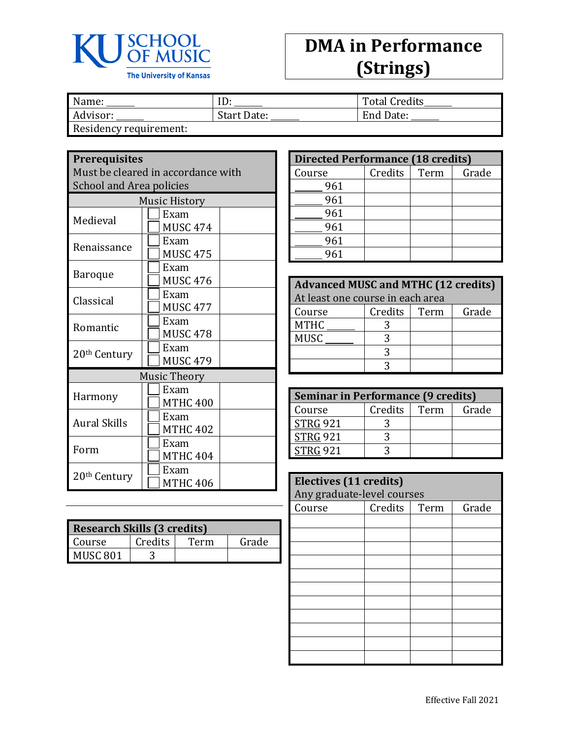KU SCHOOL OF MUSIC
The University of Kansas

# DMA in Performance (Strings)

| Name: ______ | ID: ______ | Total Credits______ |
|---|---|---|
| Advisor: ______ | Start Date: ______ | End Date: ______ |
| Residency requirement: | | |

| **Prerequisites** Must be cleared in accordance with School and Area policies | | |
|---|---|---|
| Music History | | |
| Medieval | ☐ Exam ☐ MUSC 474 | |
| Renaissance | ☐ Exam ☐ MUSC 475 | |
| Baroque | ☐ Exam ☐ MUSC 476 | |
| Classical | ☐ Exam ☐ MUSC 477 | |
| Romantic | ☐ Exam ☐ MUSC 478 | |
| 20th Century | ☐ Exam ☐ MUSC 479 | |
| Music Theory | | |
| Harmony | ☐ Exam ☐ MTHC 400 | |
| Aural Skills | ☐ Exam ☐ MTHC 402 | |
| Form | ☐ Exam ☐ MTHC 404 | |
| 20th Century | ☐ Exam ☐ MTHC 406 | |

| **Research Skills (3 credits)** | | | |
|---|---|---|---|
| Course | Credits | Term | Grade |
| MUSC 801 | 3 | | |

| **Directed Performance (18 credits)** | | | |
|---|---|---|---|
| Course | Credits | Term | Grade |
| ______ 961 | | | |
| ______ 961 | | | |
| ______ 961 | | | |
| ______ 961 | | | |
| ______ 961 | | | |
| ______ 961 | | | |

| **Advanced MUSC and MTHC (12 credits)** At least one course in each area | | | |
|---|---|---|---|
| Course | Credits | Term | Grade |
| MTHC ______ | 3 | | |
| MUSC ______ | 3 | | |
| | 3 | | |
| | 3 | | |

| **Seminar in Performance (9 credits)** | | | |
|---|---|---|---|
| Course | Credits | Term | Grade |
| STRG 921 | 3 | | |
| STRG 921 | 3 | | |
| STRG 921 | 3 | | |

| **Electives (11 credits)** Any graduate-level courses | | | |
|---|---|---|---|
| Course | Credits | Term | Grade |
| | | | |
| | | | |
| | | | |
| | | | |
| | | | |
| | | | |
| | | | |
| | | | |
| | | | |
| | | | |
| | | | |

Effective Fall 2021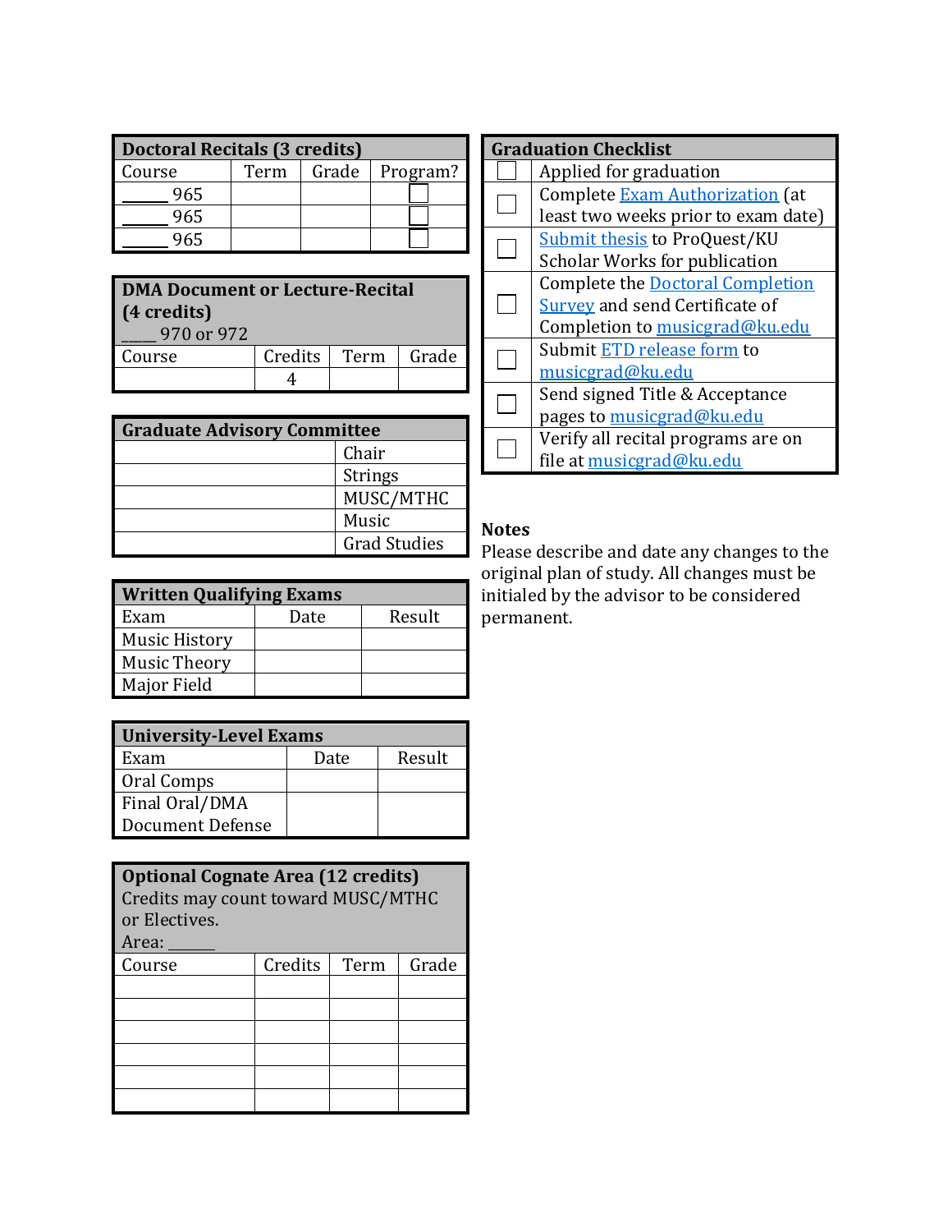| Doctoral Recitals (3 credits) | | | |
|---|---|---|---|
| Course | Term | Grade | Program? |
| _____ 965 | | | ☐ |
| _____ 965 | | | ☐ |
| _____ 965 | | | ☐ |

| DMA Document or Lecture-Recital (4 credits) ____ 970 or 972 | | | |
|---|---|---|---|
| Course | Credits | Term | Grade |
| | 4 | | |

| Graduate Advisory Committee | |
|---|---|
| | Chair |
| | Strings |
| | MUSC/MTHC |
| | Music |
| | Grad Studies |

| Written Qualifying Exams | | |
|---|---|---|
| Exam | Date | Result |
| Music History | | |
| Music Theory | | |
| Major Field | | |

| University-Level Exams | | |
|---|---|---|
| Exam | Date | Result |
| Oral Comps | | |
| Final Oral/DMA Document Defense | | |

| Optional Cognate Area (12 credits) Credits may count toward MUSC/MTHC or Electives. Area: ______ | | | |
|---|---|---|---|
| Course | Credits | Term | Grade |
| | | | |
| | | | |
| | | | |
| | | | |
| | | | |
| | | | |

| Graduation Checklist | |
|---|---|
| ☐ | Applied for graduation |
| ☐ | Complete Exam Authorization (at least two weeks prior to exam date) |
| ☐ | Submit thesis to ProQuest/KU Scholar Works for publication |
| ☐ | Complete the Doctoral Completion Survey and send Certificate of Completion to musicgrad@ku.edu |
| ☐ | Submit ETD release form to musicgrad@ku.edu |
| ☐ | Send signed Title & Acceptance pages to musicgrad@ku.edu |
| ☐ | Verify all recital programs are on file at musicgrad@ku.edu |

**Notes**

Please describe and date any changes to the original plan of study. All changes must be initialed by the advisor to be considered permanent.